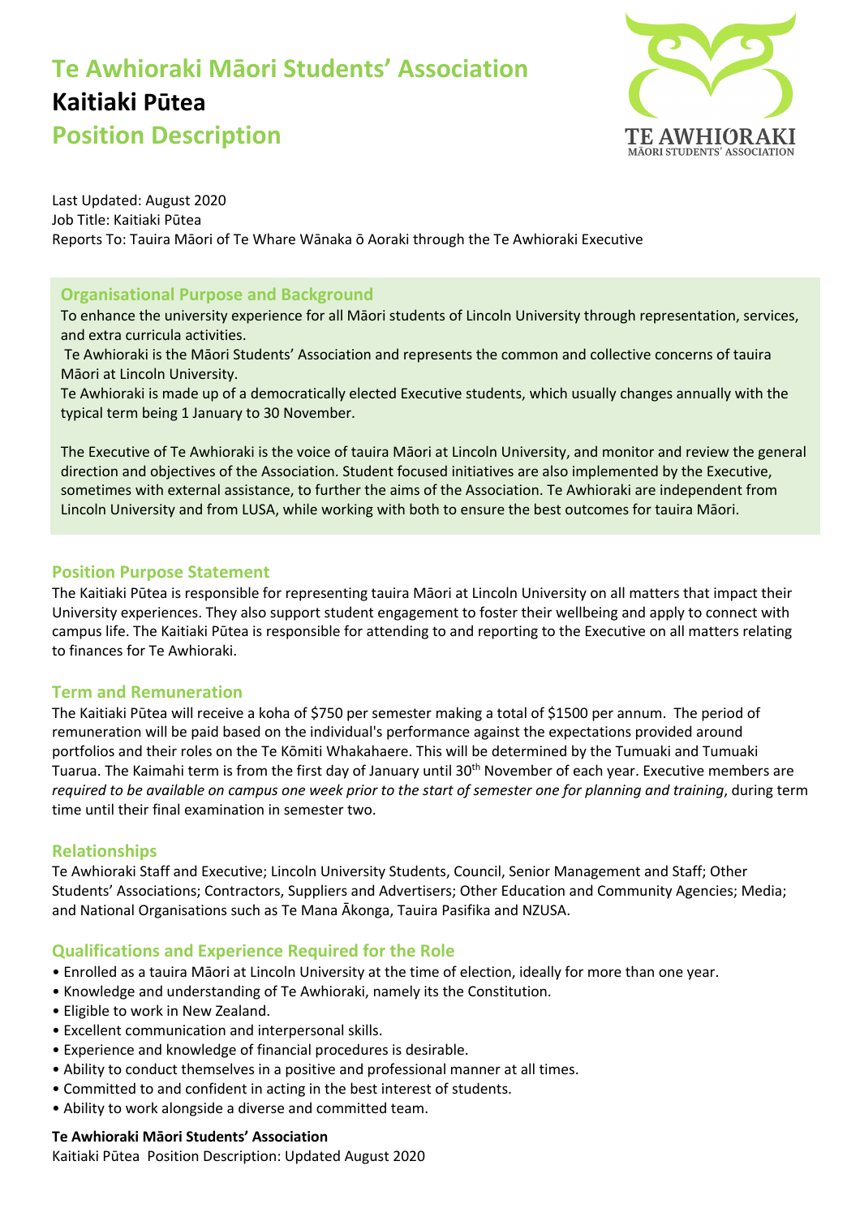# Te Awhioraki Māori Students' Association

## Kaitiaki Pūtea

## Position Description

Last Updated: August 2020
Job Title: Kaitiaki Pūtea
Reports To: Tauira Māori of Te Whare Wānaka ō Aoraki through the Te Awhioraki Executive

### Organisational Purpose and Background

To enhance the university experience for all Māori students of Lincoln University through representation, services, and extra curricula activities.
Te Awhioraki is the Māori Students' Association and represents the common and collective concerns of tauira Māori at Lincoln University.
Te Awhioraki is made up of a democratically elected Executive students, which usually changes annually with the typical term being 1 January to 30 November.

The Executive of Te Awhioraki is the voice of tauira Māori at Lincoln University, and monitor and review the general direction and objectives of the Association. Student focused initiatives are also implemented by the Executive, sometimes with external assistance, to further the aims of the Association. Te Awhioraki are independent from Lincoln University and from LUSA, while working with both to ensure the best outcomes for tauira Māori.

### Position Purpose Statement

The Kaitiaki Pūtea is responsible for representing tauira Māori at Lincoln University on all matters that impact their University experiences. They also support student engagement to foster their wellbeing and apply to connect with campus life. The Kaitiaki Pūtea is responsible for attending to and reporting to the Executive on all matters relating to finances for Te Awhioraki.

### Term and Remuneration

The Kaitiaki Pūtea will receive a koha of $750 per semester making a total of $1500 per annum. The period of remuneration will be paid based on the individual's performance against the expectations provided around portfolios and their roles on the Te Kōmiti Whakahaere. This will be determined by the Tumuaki and Tumuaki Tuarua. The Kaimahi term is from the first day of January until 30th November of each year. Executive members are *required to be available on campus one week prior to the start of semester one for planning and training*, during term time until their final examination in semester two.

### Relationships

Te Awhioraki Staff and Executive; Lincoln University Students, Council, Senior Management and Staff; Other Students' Associations; Contractors, Suppliers and Advertisers; Other Education and Community Agencies; Media; and National Organisations such as Te Mana Ākonga, Tauira Pasifika and NZUSA.

### Qualifications and Experience Required for the Role

- Enrolled as a tauira Māori at Lincoln University at the time of election, ideally for more than one year.
- Knowledge and understanding of Te Awhioraki, namely its the Constitution.
- Eligible to work in New Zealand.
- Excellent communication and interpersonal skills.
- Experience and knowledge of financial procedures is desirable.
- Ability to conduct themselves in a positive and professional manner at all times.
- Committed to and confident in acting in the best interest of students.
- Ability to work alongside a diverse and committed team.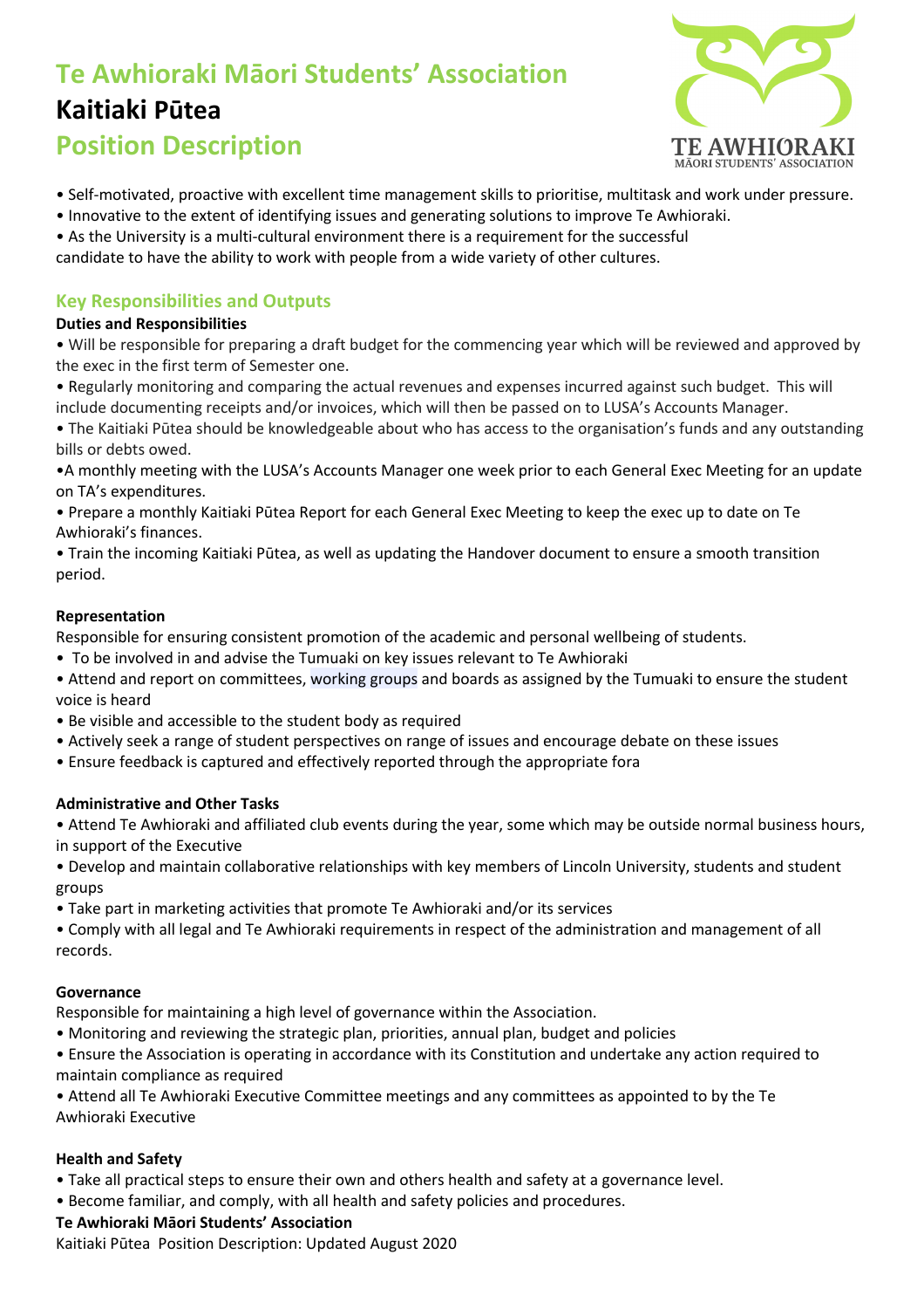# Te Awhioraki Māori Students' Association

## Kaitiaki Pūtea

## Position Description

- Self-motivated, proactive with excellent time management skills to prioritise, multitask and work under pressure.
- Innovative to the extent of identifying issues and generating solutions to improve Te Awhioraki.
- As the University is a multi-cultural environment there is a requirement for the successful candidate to have the ability to work with people from a wide variety of other cultures.

### Key Responsibilities and Outputs

**Duties and Responsibilities**

- Will be responsible for preparing a draft budget for the commencing year which will be reviewed and approved by the exec in the first term of Semester one.
- Regularly monitoring and comparing the actual revenues and expenses incurred against such budget. This will include documenting receipts and/or invoices, which will then be passed on to LUSA's Accounts Manager.
- The Kaitiaki Pūtea should be knowledgeable about who has access to the organisation's funds and any outstanding bills or debts owed.
- A monthly meeting with the LUSA's Accounts Manager one week prior to each General Exec Meeting for an update on TA's expenditures.
- Prepare a monthly Kaitiaki Pūtea Report for each General Exec Meeting to keep the exec up to date on Te Awhioraki's finances.
- Train the incoming Kaitiaki Pūtea, as well as updating the Handover document to ensure a smooth transition period.

**Representation**

Responsible for ensuring consistent promotion of the academic and personal wellbeing of students.

- To be involved in and advise the Tumuaki on key issues relevant to Te Awhioraki
- Attend and report on committees, working groups and boards as assigned by the Tumuaki to ensure the student voice is heard
- Be visible and accessible to the student body as required
- Actively seek a range of student perspectives on range of issues and encourage debate on these issues
- Ensure feedback is captured and effectively reported through the appropriate fora

**Administrative and Other Tasks**

- Attend Te Awhioraki and affiliated club events during the year, some which may be outside normal business hours, in support of the Executive
- Develop and maintain collaborative relationships with key members of Lincoln University, students and student groups
- Take part in marketing activities that promote Te Awhioraki and/or its services
- Comply with all legal and Te Awhioraki requirements in respect of the administration and management of all records.

**Governance**

Responsible for maintaining a high level of governance within the Association.

- Monitoring and reviewing the strategic plan, priorities, annual plan, budget and policies
- Ensure the Association is operating in accordance with its Constitution and undertake any action required to maintain compliance as required
- Attend all Te Awhioraki Executive Committee meetings and any committees as appointed to by the Te Awhioraki Executive

**Health and Safety**

- Take all practical steps to ensure their own and others health and safety at a governance level.
- Become familiar, and comply, with all health and safety policies and procedures.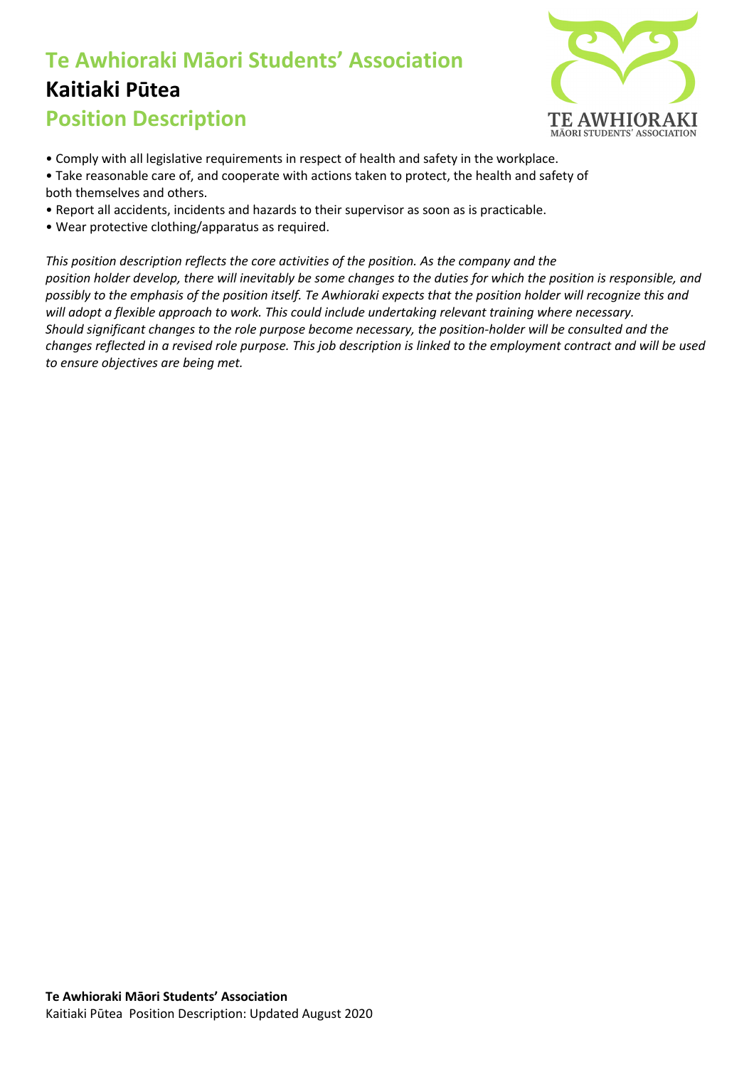- Comply with all legislative requirements in respect of health and safety in the workplace.
- Take reasonable care of, and cooperate with actions taken to protect, the health and safety of both themselves and others.
- Report all accidents, incidents and hazards to their supervisor as soon as is practicable.
- Wear protective clothing/apparatus as required.

*This position description reflects the core activities of the position. As the company and the position holder develop, there will inevitably be some changes to the duties for which the position is responsible, and possibly to the emphasis of the position itself. Te Awhioraki expects that the position holder will recognize this and will adopt a flexible approach to work. This could include undertaking relevant training where necessary. Should significant changes to the role purpose become necessary, the position-holder will be consulted and the changes reflected in a revised role purpose. This job description is linked to the employment contract and will be used to ensure objectives are being met.*